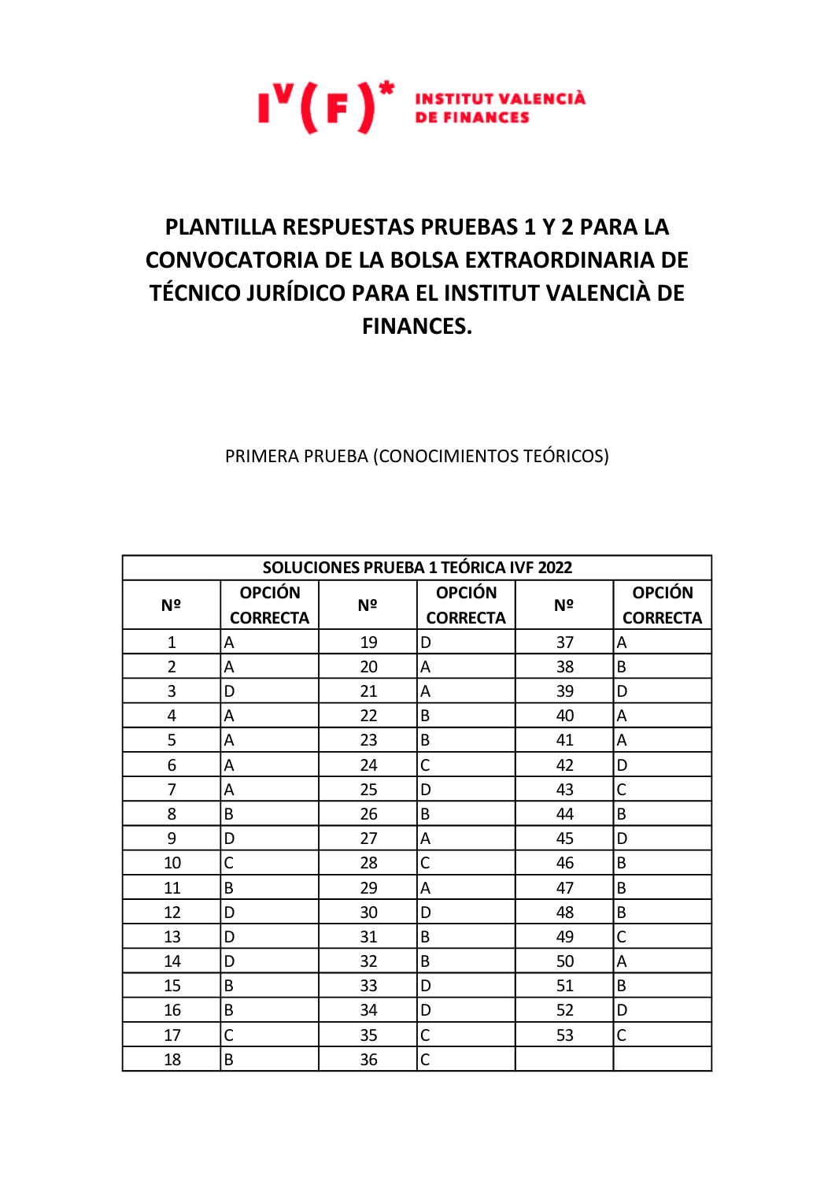INSTITUT VALENCIÀ DE FINANCES

# PLANTILLA RESPUESTAS PRUEBAS 1 Y 2 PARA LA CONVOCATORIA DE LA BOLSA EXTRAORDINARIA DE TÉCNICO JURÍDICO PARA EL INSTITUT VALENCIÀ DE FINANCES.

PRIMERA PRUEBA (CONOCIMIENTOS TEÓRICOS)

| SOLUCIONES PRUEBA 1 TEÓRICA IVF 2022 | | | | | |
|---|---|---|---|---|---|
| Nº | OPCIÓN CORRECTA | Nº | OPCIÓN CORRECTA | Nº | OPCIÓN CORRECTA |
| 1 | A | 19 | D | 37 | A |
| 2 | A | 20 | A | 38 | B |
| 3 | D | 21 | A | 39 | D |
| 4 | A | 22 | B | 40 | A |
| 5 | A | 23 | B | 41 | A |
| 6 | A | 24 | C | 42 | D |
| 7 | A | 25 | D | 43 | C |
| 8 | B | 26 | B | 44 | B |
| 9 | D | 27 | A | 45 | D |
| 10 | C | 28 | C | 46 | B |
| 11 | B | 29 | A | 47 | B |
| 12 | D | 30 | D | 48 | B |
| 13 | D | 31 | B | 49 | C |
| 14 | D | 32 | B | 50 | A |
| 15 | B | 33 | D | 51 | B |
| 16 | B | 34 | D | 52 | D |
| 17 | C | 35 | C | 53 | C |
| 18 | B | 36 | C | | |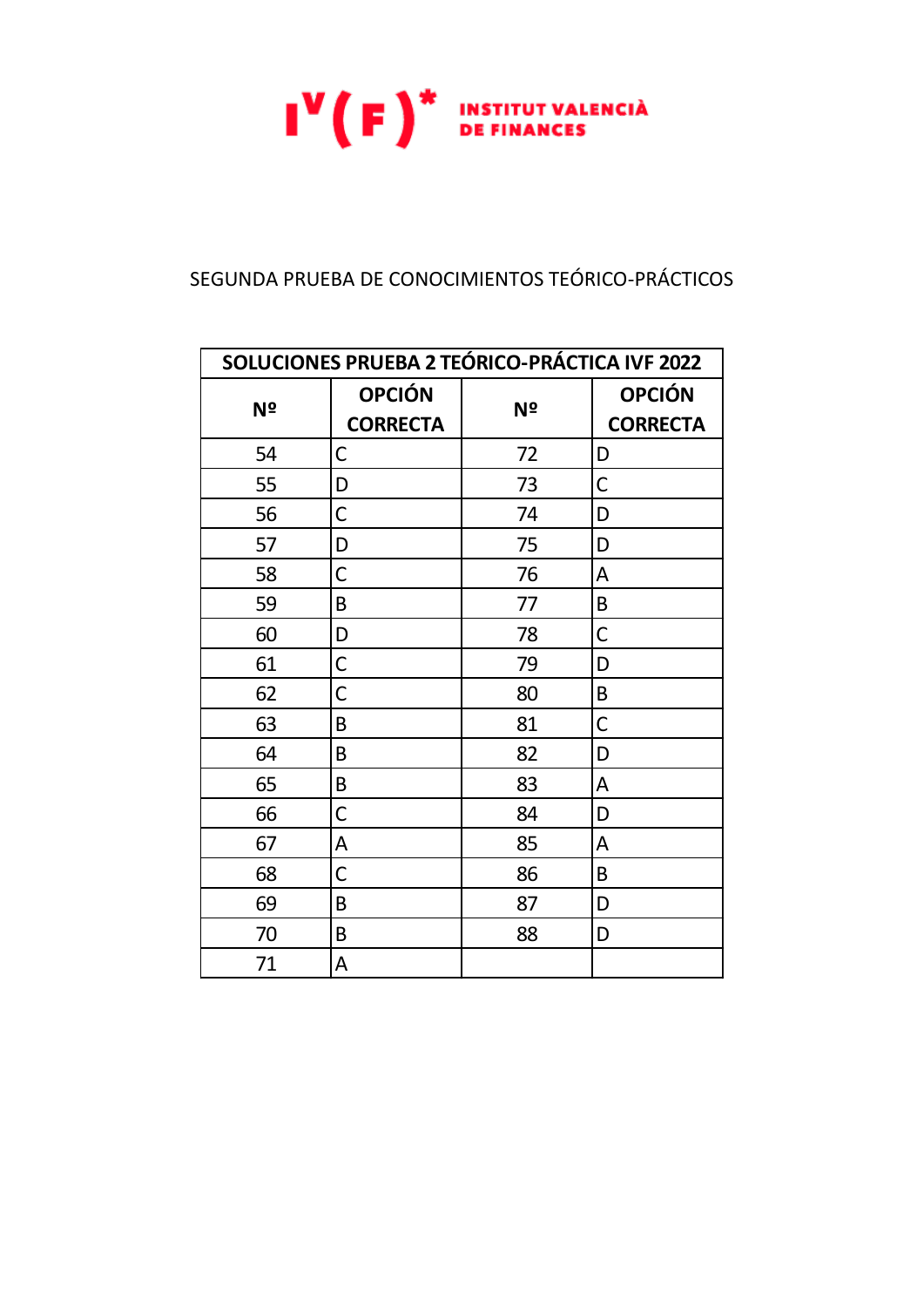INSTITUT VALENCIÀ DE FINANCES

SEGUNDA PRUEBA DE CONOCIMIENTOS TEÓRICO-PRÁCTICOS

| SOLUCIONES PRUEBA 2 TEÓRICO-PRÁCTICA IVF 2022 | | | |
|---|---|---|---|
| Nº | OPCIÓN CORRECTA | Nº | OPCIÓN CORRECTA |
| 54 | C | 72 | D |
| 55 | D | 73 | C |
| 56 | C | 74 | D |
| 57 | D | 75 | D |
| 58 | C | 76 | A |
| 59 | B | 77 | B |
| 60 | D | 78 | C |
| 61 | C | 79 | D |
| 62 | C | 80 | B |
| 63 | B | 81 | C |
| 64 | B | 82 | D |
| 65 | B | 83 | A |
| 66 | C | 84 | D |
| 67 | A | 85 | A |
| 68 | C | 86 | B |
| 69 | B | 87 | D |
| 70 | B | 88 | D |
| 71 | A | | |